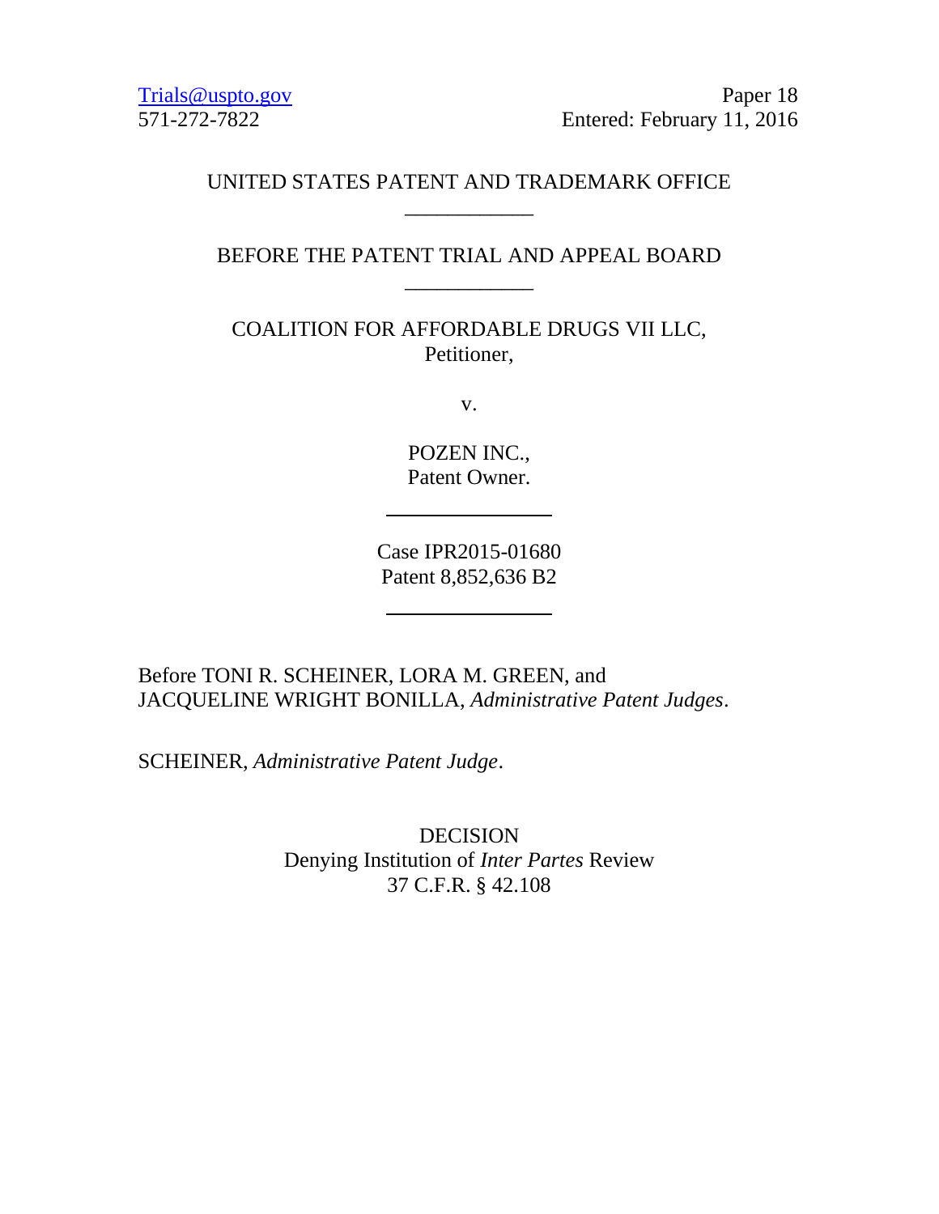Trials@uspto.gov
571-272-7822

Paper 18
Entered: February 11, 2016

UNITED STATES PATENT AND TRADEMARK OFFICE

---

BEFORE THE PATENT TRIAL AND APPEAL BOARD

---

COALITION FOR AFFORDABLE DRUGS VII LLC,
Petitioner,

v.

POZEN INC.,
Patent Owner.

---

Case IPR2015-01680
Patent 8,852,636 B2

---

Before TONI R. SCHEINER, LORA M. GREEN, and
JACQUELINE WRIGHT BONILLA, *Administrative Patent Judges*.

SCHEINER, *Administrative Patent Judge*.

DECISION
Denying Institution of *Inter Partes* Review
37 C.F.R. § 42.108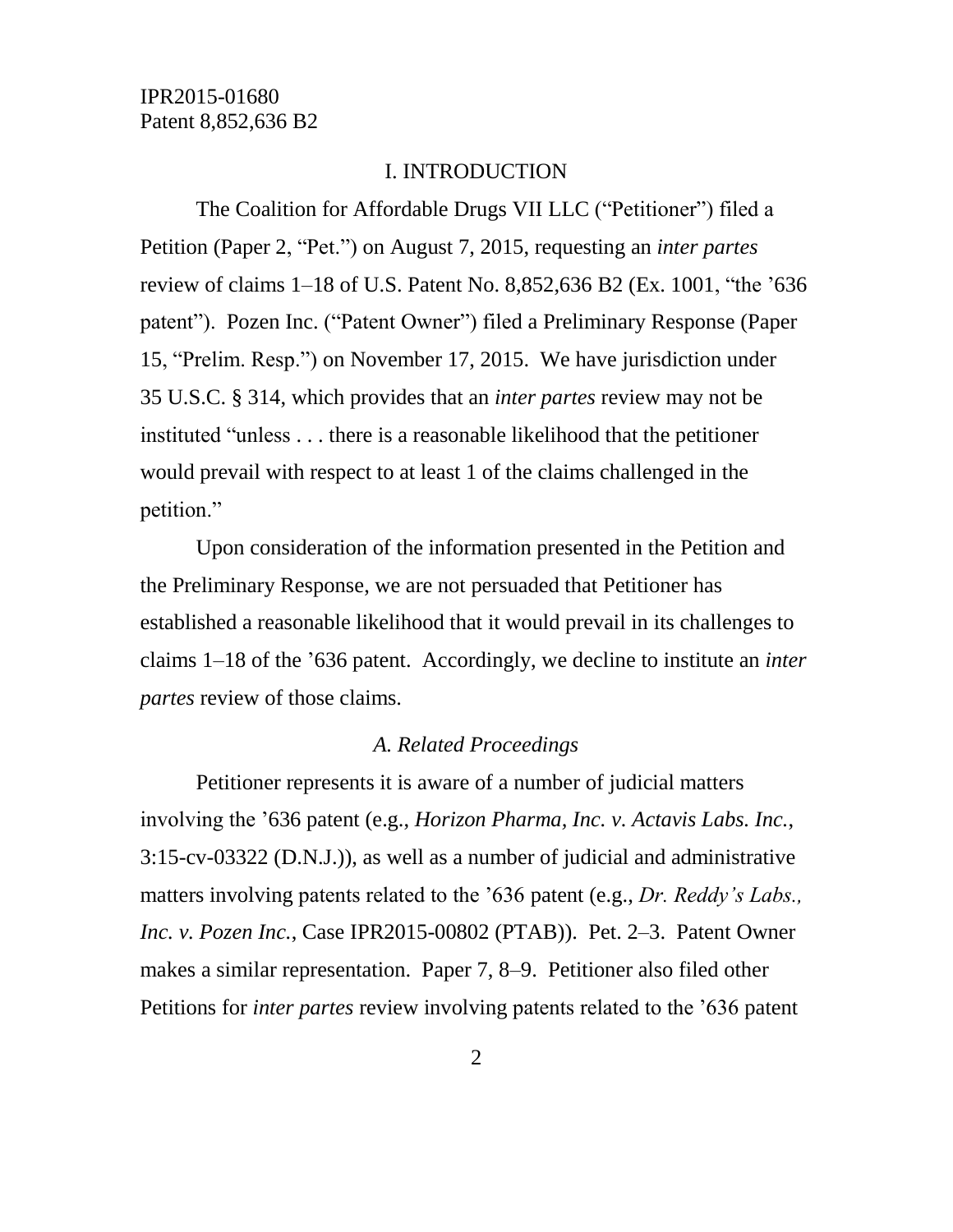# I. INTRODUCTION

The Coalition for Affordable Drugs VII LLC ("Petitioner") filed a Petition (Paper 2, "Pet.") on August 7, 2015, requesting an *inter partes* review of claims 1–18 of U.S. Patent No. 8,852,636 B2 (Ex. 1001, "the '636 patent"). Pozen Inc. ("Patent Owner") filed a Preliminary Response (Paper 15, "Prelim. Resp.") on November 17, 2015. We have jurisdiction under 35 U.S.C. § 314, which provides that an *inter partes* review may not be instituted "unless . . . there is a reasonable likelihood that the petitioner would prevail with respect to at least 1 of the claims challenged in the petition."

Upon consideration of the information presented in the Petition and the Preliminary Response, we are not persuaded that Petitioner has established a reasonable likelihood that it would prevail in its challenges to claims 1–18 of the '636 patent. Accordingly, we decline to institute an *inter partes* review of those claims.

## *A. Related Proceedings*

Petitioner represents it is aware of a number of judicial matters involving the '636 patent (e.g., *Horizon Pharma, Inc. v. Actavis Labs. Inc.*, 3:15-cv-03322 (D.N.J.)), as well as a number of judicial and administrative matters involving patents related to the '636 patent (e.g., *Dr. Reddy's Labs., Inc. v. Pozen Inc.*, Case IPR2015-00802 (PTAB)). Pet. 2–3. Patent Owner makes a similar representation. Paper 7, 8–9. Petitioner also filed other Petitions for *inter partes* review involving patents related to the '636 patent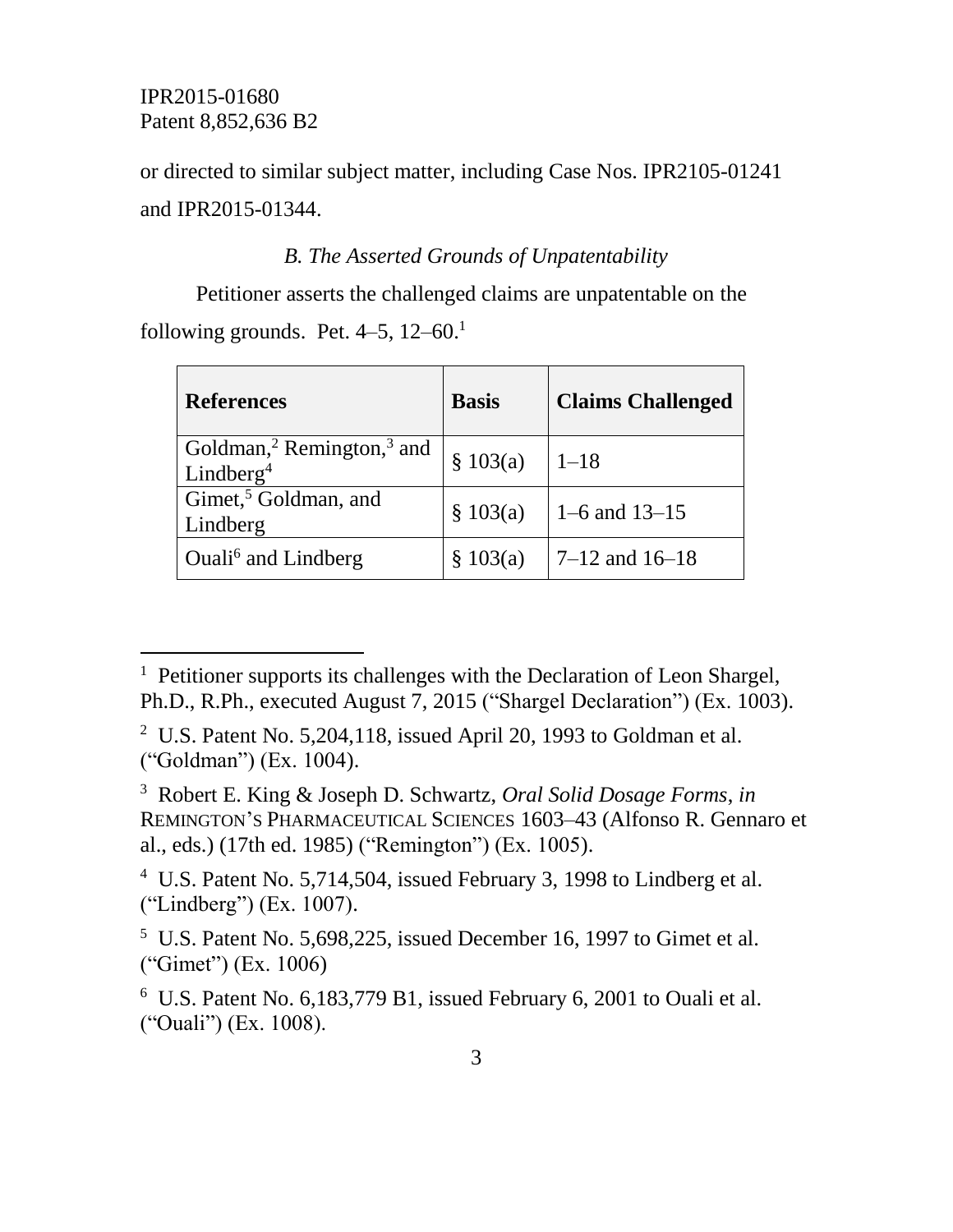or directed to similar subject matter, including Case Nos. IPR2105-01241 and IPR2015-01344.

### *B. The Asserted Grounds of Unpatentability*

Petitioner asserts the challenged claims are unpatentable on the following grounds. Pet. 4–5, 12–60.[1]

| References | Basis | Claims Challenged |
|---|---|---|
| Goldman,[2] Remington,[3] and Lindberg[4] | § 103(a) | 1–18 |
| Gimet,[5] Goldman, and Lindberg | § 103(a) | 1–6 and 13–15 |
| Ouali[6] and Lindberg | § 103(a) | 7–12 and 16–18 |

---

[1] Petitioner supports its challenges with the Declaration of Leon Shargel, Ph.D., R.Ph., executed August 7, 2015 ("Shargel Declaration") (Ex. 1003).

[2] U.S. Patent No. 5,204,118, issued April 20, 1993 to Goldman et al. ("Goldman") (Ex. 1004).

[3] Robert E. King & Joseph D. Schwartz, *Oral Solid Dosage Forms*, *in* REMINGTON'S PHARMACEUTICAL SCIENCES 1603–43 (Alfonso R. Gennaro et al., eds.) (17th ed. 1985) ("Remington") (Ex. 1005).

[4] U.S. Patent No. 5,714,504, issued February 3, 1998 to Lindberg et al. ("Lindberg") (Ex. 1007).

[5] U.S. Patent No. 5,698,225, issued December 16, 1997 to Gimet et al. ("Gimet") (Ex. 1006)

[6] U.S. Patent No. 6,183,779 B1, issued February 6, 2001 to Ouali et al. ("Ouali") (Ex. 1008).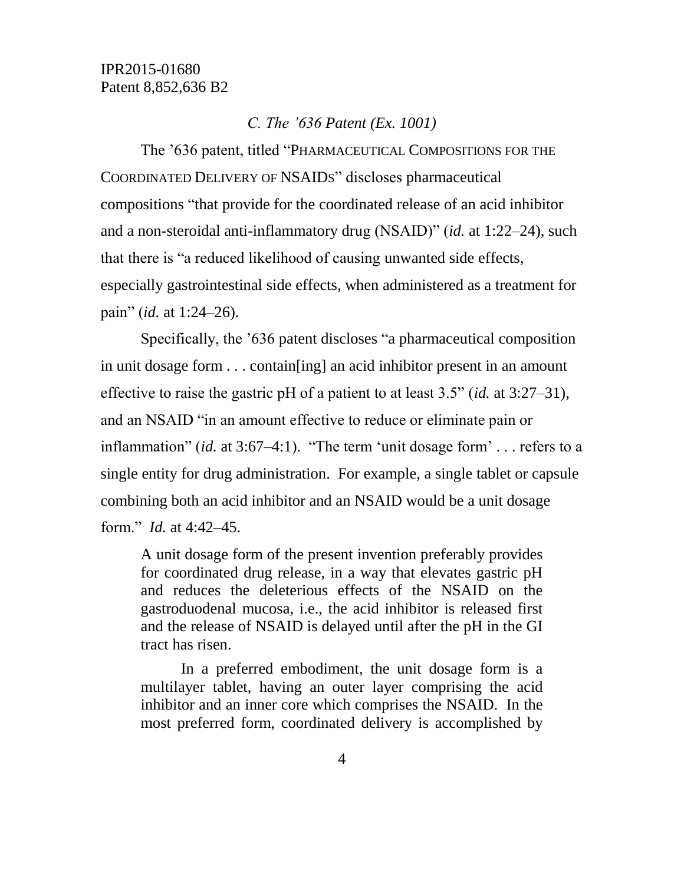### *C. The '636 Patent (Ex. 1001)*

The '636 patent, titled "PHARMACEUTICAL COMPOSITIONS FOR THE COORDINATED DELIVERY OF NSAIDS" discloses pharmaceutical compositions "that provide for the coordinated release of an acid inhibitor and a non-steroidal anti-inflammatory drug (NSAID)" (*id.* at 1:22–24), such that there is "a reduced likelihood of causing unwanted side effects, especially gastrointestinal side effects, when administered as a treatment for pain" (*id.* at 1:24–26).

Specifically, the '636 patent discloses "a pharmaceutical composition in unit dosage form . . . contain[ing] an acid inhibitor present in an amount effective to raise the gastric pH of a patient to at least 3.5" (*id.* at 3:27–31), and an NSAID "in an amount effective to reduce or eliminate pain or inflammation" (*id.* at 3:67–4:1). "The term 'unit dosage form' . . . refers to a single entity for drug administration. For example, a single tablet or capsule combining both an acid inhibitor and an NSAID would be a unit dosage form." *Id.* at 4:42–45.

> A unit dosage form of the present invention preferably provides for coordinated drug release, in a way that elevates gastric pH and reduces the deleterious effects of the NSAID on the gastroduodenal mucosa, i.e., the acid inhibitor is released first and the release of NSAID is delayed until after the pH in the GI tract has risen.
>
> In a preferred embodiment, the unit dosage form is a multilayer tablet, having an outer layer comprising the acid inhibitor and an inner core which comprises the NSAID. In the most preferred form, coordinated delivery is accomplished by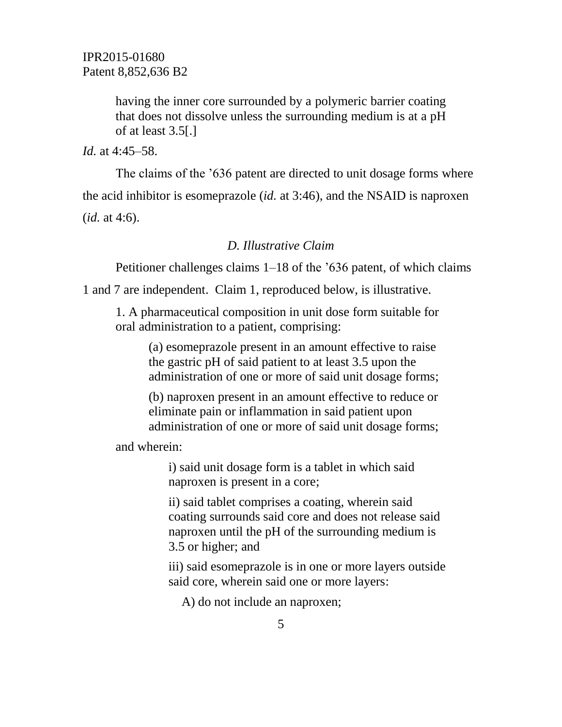> having the inner core surrounded by a polymeric barrier coating that does not dissolve unless the surrounding medium is at a pH of at least 3.5[.]

*Id.* at 4:45–58.

The claims of the ’636 patent are directed to unit dosage forms where the acid inhibitor is esomeprazole (*id.* at 3:46), and the NSAID is naproxen (*id.* at 4:6).

### *D. Illustrative Claim*

Petitioner challenges claims 1–18 of the ’636 patent, of which claims 1 and 7 are independent. Claim 1, reproduced below, is illustrative.

> 1. A pharmaceutical composition in unit dose form suitable for oral administration to a patient, comprising:
>
> > (a) esomeprazole present in an amount effective to raise the gastric pH of said patient to at least 3.5 upon the administration of one or more of said unit dosage forms;
> >
> > (b) naproxen present in an amount effective to reduce or eliminate pain or inflammation in said patient upon administration of one or more of said unit dosage forms;
>
> and wherein:
>
> > i) said unit dosage form is a tablet in which said naproxen is present in a core;
> >
> > ii) said tablet comprises a coating, wherein said coating surrounds said core and does not release said naproxen until the pH of the surrounding medium is 3.5 or higher; and
> >
> > iii) said esomeprazole is in one or more layers outside said core, wherein said one or more layers:
> >
> > > A) do not include an naproxen;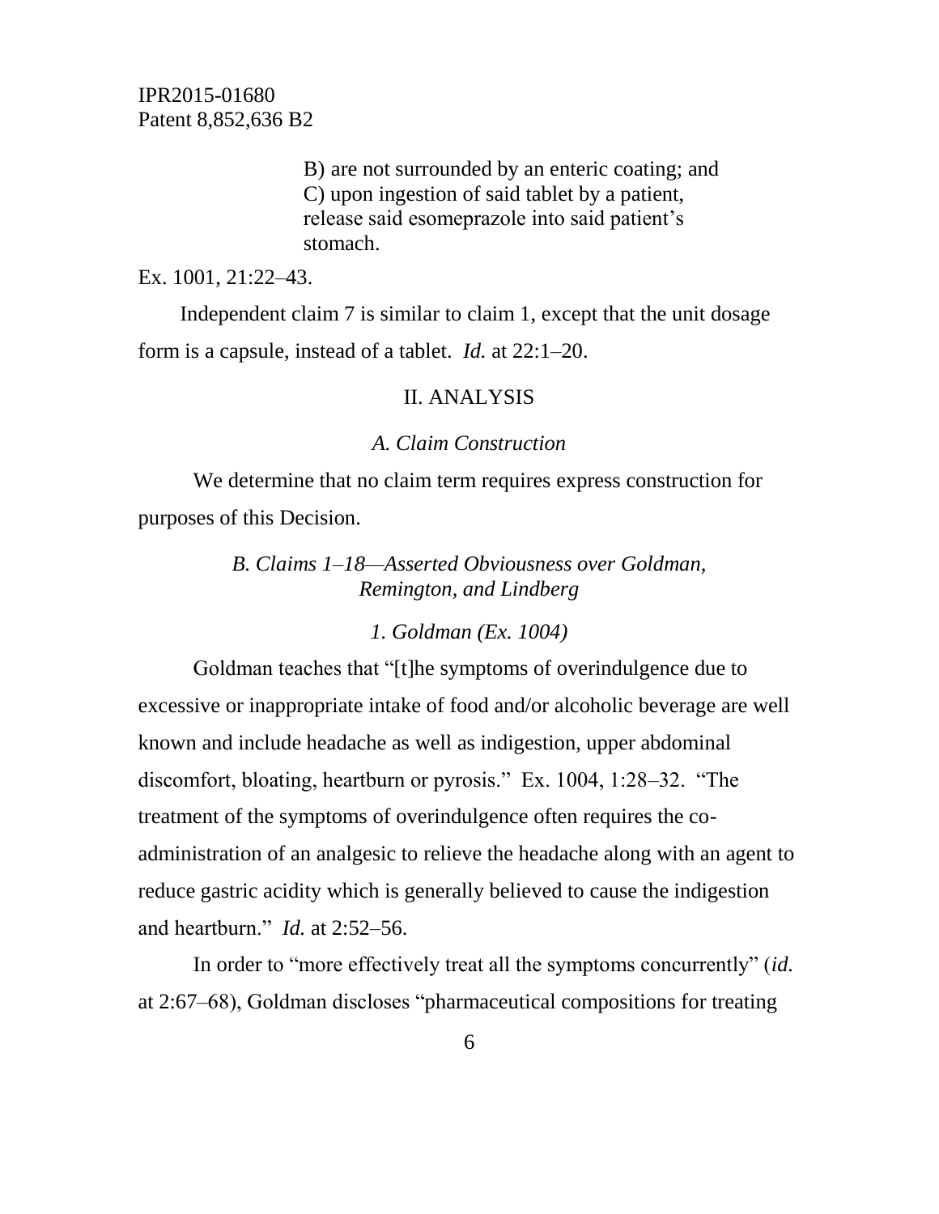> B) are not surrounded by an enteric coating; and
> C) upon ingestion of said tablet by a patient, release said esomeprazole into said patient's stomach.

Ex. 1001, 21:22–43.

Independent claim 7 is similar to claim 1, except that the unit dosage form is a capsule, instead of a tablet. *Id.* at 22:1–20.

## II. ANALYSIS

### *A. Claim Construction*

We determine that no claim term requires express construction for purposes of this Decision.

### *B. Claims 1–18—Asserted Obviousness over Goldman, Remington, and Lindberg*

#### *1. Goldman (Ex. 1004)*

Goldman teaches that "[t]he symptoms of overindulgence due to excessive or inappropriate intake of food and/or alcoholic beverage are well known and include headache as well as indigestion, upper abdominal discomfort, bloating, heartburn or pyrosis." Ex. 1004, 1:28–32. "The treatment of the symptoms of overindulgence often requires the co-administration of an analgesic to relieve the headache along with an agent to reduce gastric acidity which is generally believed to cause the indigestion and heartburn." *Id.* at 2:52–56.

In order to "more effectively treat all the symptoms concurrently" (*id.* at 2:67–68), Goldman discloses "pharmaceutical compositions for treating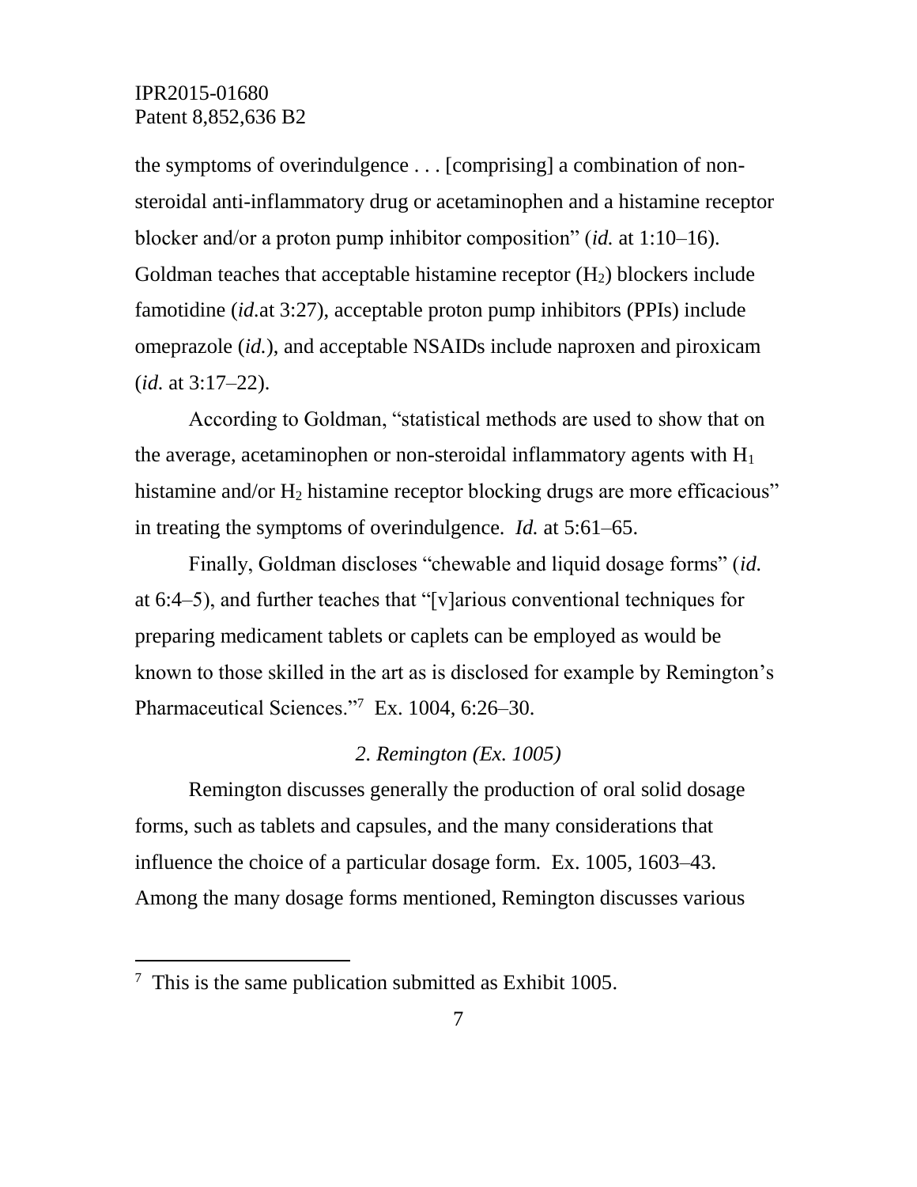the symptoms of overindulgence . . . [comprising] a combination of non-steroidal anti-inflammatory drug or acetaminophen and a histamine receptor blocker and/or a proton pump inhibitor composition" (*id.* at 1:10–16). Goldman teaches that acceptable histamine receptor ($H_2$) blockers include famotidine (*id.*at 3:27), acceptable proton pump inhibitors (PPIs) include omeprazole (*id.*), and acceptable NSAIDs include naproxen and piroxicam (*id.* at 3:17–22).

According to Goldman, "statistical methods are used to show that on the average, acetaminophen or non-steroidal inflammatory agents with $H_1$ histamine and/or $H_2$ histamine receptor blocking drugs are more efficacious" in treating the symptoms of overindulgence. *Id.* at 5:61–65.

Finally, Goldman discloses "chewable and liquid dosage forms" (*id.* at 6:4–5), and further teaches that "[v]arious conventional techniques for preparing medicament tablets or caplets can be employed as would be known to those skilled in the art as is disclosed for example by Remington's Pharmaceutical Sciences."[7] Ex. 1004, 6:26–30.

*2. Remington (Ex. 1005)*

Remington discusses generally the production of oral solid dosage forms, such as tablets and capsules, and the many considerations that influence the choice of a particular dosage form. Ex. 1005, 1603–43. Among the many dosage forms mentioned, Remington discusses various

[7] This is the same publication submitted as Exhibit 1005.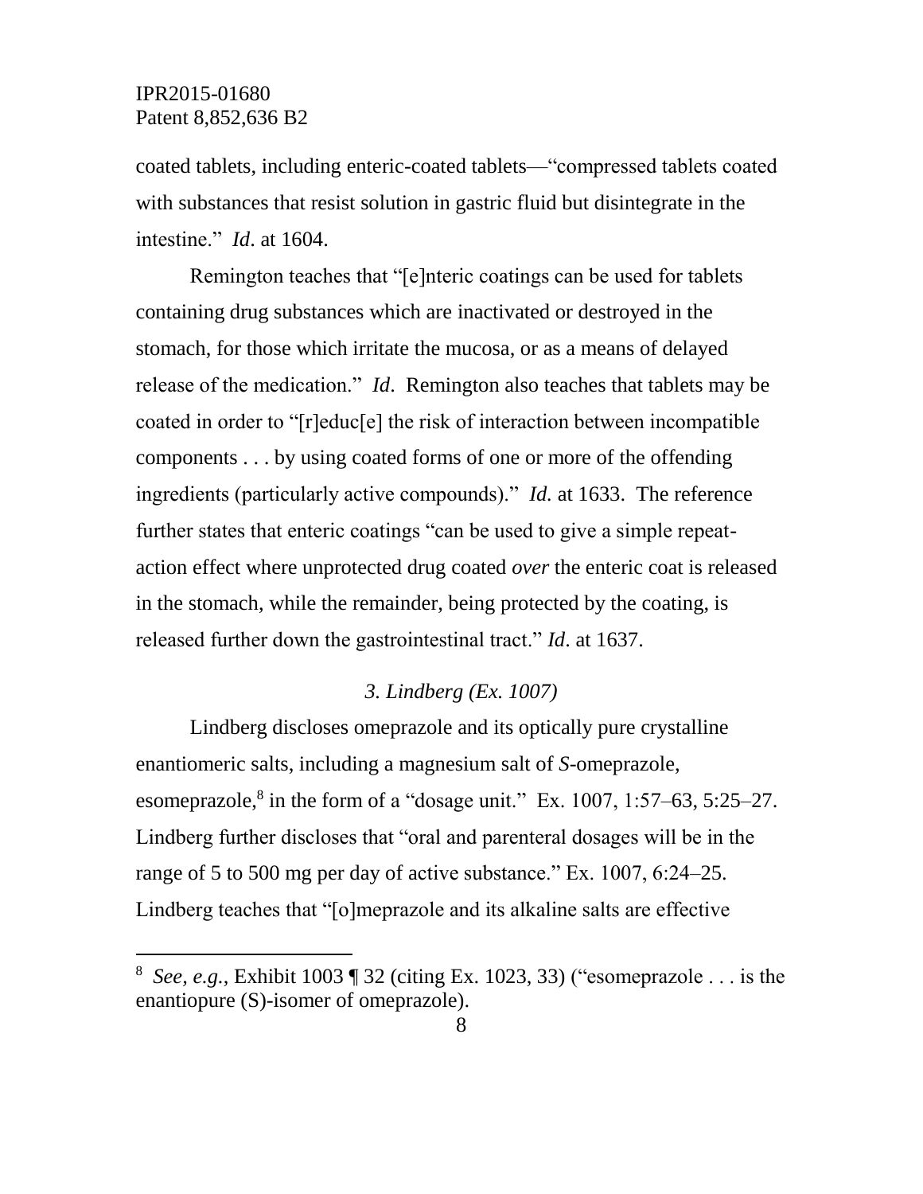coated tablets, including enteric-coated tablets—"compressed tablets coated with substances that resist solution in gastric fluid but disintegrate in the intestine." *Id*. at 1604.

Remington teaches that "[e]nteric coatings can be used for tablets containing drug substances which are inactivated or destroyed in the stomach, for those which irritate the mucosa, or as a means of delayed release of the medication." *Id*. Remington also teaches that tablets may be coated in order to "[r]educ[e] the risk of interaction between incompatible components . . . by using coated forms of one or more of the offending ingredients (particularly active compounds)." *Id.* at 1633. The reference further states that enteric coatings "can be used to give a simple repeat-action effect where unprotected drug coated *over* the enteric coat is released in the stomach, while the remainder, being protected by the coating, is released further down the gastrointestinal tract." *Id*. at 1637.

### *3. Lindberg (Ex. 1007)*

Lindberg discloses omeprazole and its optically pure crystalline enantiomeric salts, including a magnesium salt of *S*-omeprazole, esomeprazole,[8] in the form of a "dosage unit." Ex. 1007, 1:57–63, 5:25–27. Lindberg further discloses that "oral and parenteral dosages will be in the range of 5 to 500 mg per day of active substance." Ex. 1007, 6:24–25. Lindberg teaches that "[o]meprazole and its alkaline salts are effective

[8] *See, e.g.*, Exhibit 1003 ¶ 32 (citing Ex. 1023, 33) ("esomeprazole . . . is the enantiopure (S)-isomer of omeprazole).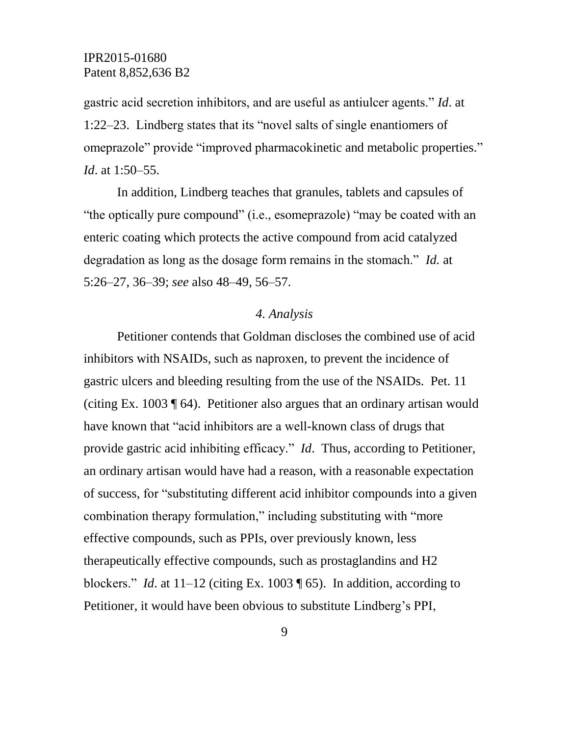gastric acid secretion inhibitors, and are useful as antiulcer agents." *Id*. at 1:22–23. Lindberg states that its "novel salts of single enantiomers of omeprazole" provide "improved pharmacokinetic and metabolic properties." *Id*. at 1:50–55.

In addition, Lindberg teaches that granules, tablets and capsules of "the optically pure compound" (i.e., esomeprazole) "may be coated with an enteric coating which protects the active compound from acid catalyzed degradation as long as the dosage form remains in the stomach." *Id.* at 5:26–27, 36–39; *see* also 48–49, 56–57.

### *4. Analysis*

Petitioner contends that Goldman discloses the combined use of acid inhibitors with NSAIDs, such as naproxen, to prevent the incidence of gastric ulcers and bleeding resulting from the use of the NSAIDs. Pet. 11 (citing Ex. 1003 ¶ 64). Petitioner also argues that an ordinary artisan would have known that "acid inhibitors are a well-known class of drugs that provide gastric acid inhibiting efficacy." *Id*. Thus, according to Petitioner, an ordinary artisan would have had a reason, with a reasonable expectation of success, for "substituting different acid inhibitor compounds into a given combination therapy formulation," including substituting with "more effective compounds, such as PPIs, over previously known, less therapeutically effective compounds, such as prostaglandins and H2 blockers." *Id*. at 11–12 (citing Ex. 1003 ¶ 65). In addition, according to Petitioner, it would have been obvious to substitute Lindberg's PPI,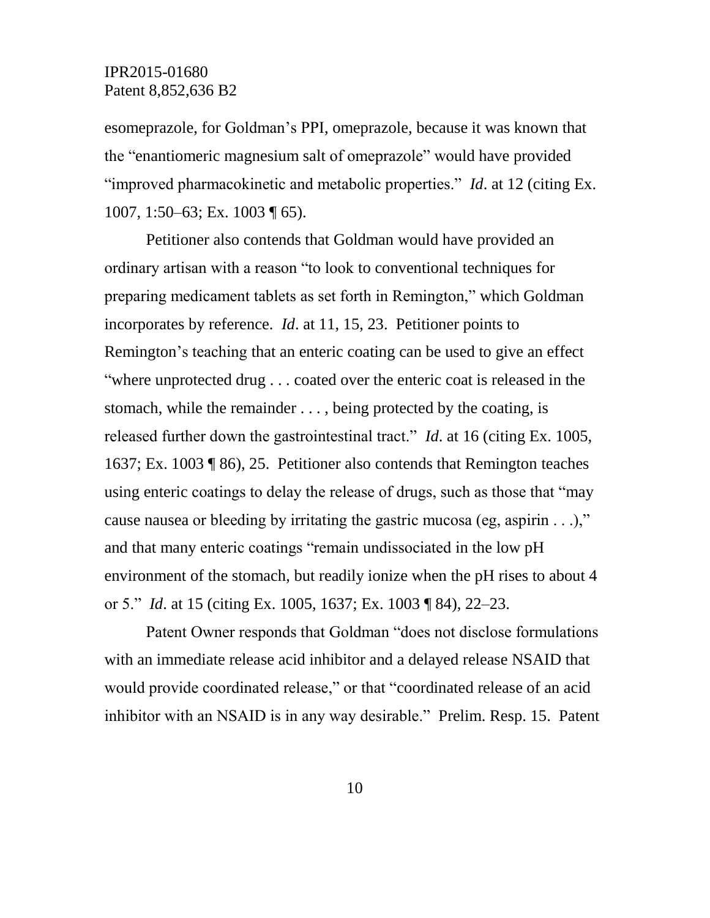esomeprazole, for Goldman's PPI, omeprazole, because it was known that the "enantiomeric magnesium salt of omeprazole" would have provided "improved pharmacokinetic and metabolic properties." *Id*. at 12 (citing Ex. 1007, 1:50–63; Ex. 1003 ¶ 65).

Petitioner also contends that Goldman would have provided an ordinary artisan with a reason "to look to conventional techniques for preparing medicament tablets as set forth in Remington," which Goldman incorporates by reference. *Id*. at 11, 15, 23. Petitioner points to Remington's teaching that an enteric coating can be used to give an effect "where unprotected drug . . . coated over the enteric coat is released in the stomach, while the remainder . . . , being protected by the coating, is released further down the gastrointestinal tract." *Id*. at 16 (citing Ex. 1005, 1637; Ex. 1003 ¶ 86), 25. Petitioner also contends that Remington teaches using enteric coatings to delay the release of drugs, such as those that "may cause nausea or bleeding by irritating the gastric mucosa (eg, aspirin . . .)," and that many enteric coatings "remain undissociated in the low pH environment of the stomach, but readily ionize when the pH rises to about 4 or 5." *Id*. at 15 (citing Ex. 1005, 1637; Ex. 1003 ¶ 84), 22–23.

Patent Owner responds that Goldman "does not disclose formulations with an immediate release acid inhibitor and a delayed release NSAID that would provide coordinated release," or that "coordinated release of an acid inhibitor with an NSAID is in any way desirable." Prelim. Resp. 15. Patent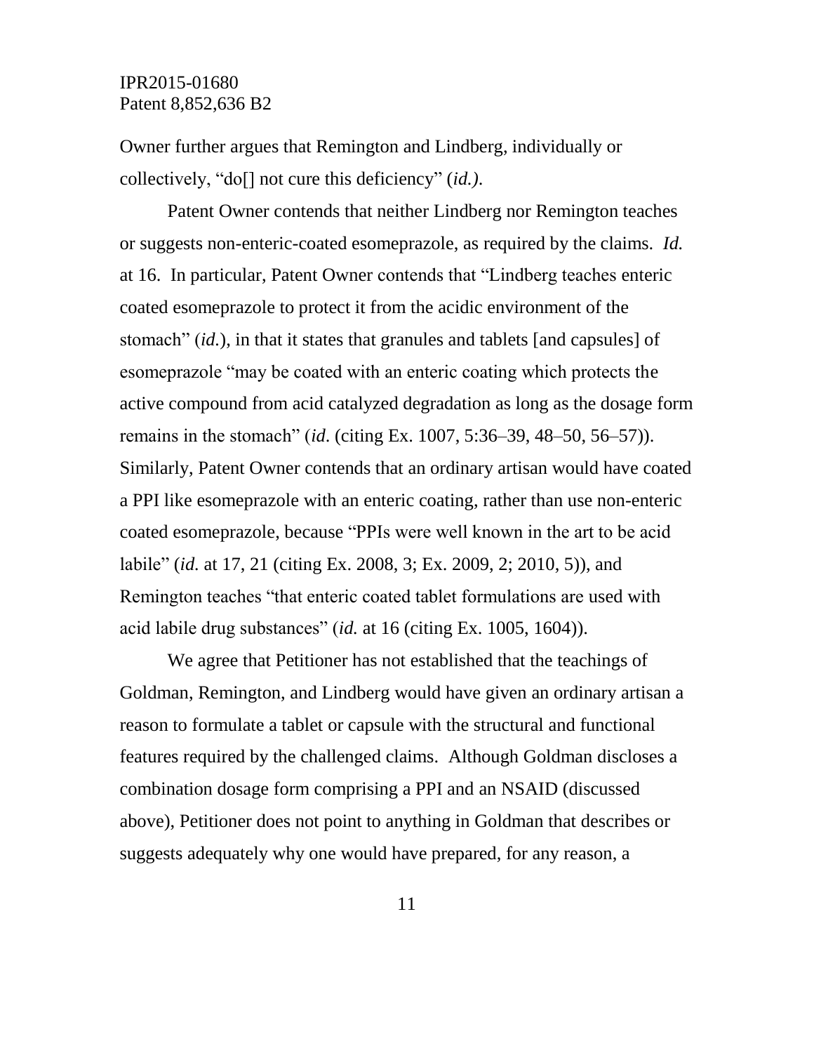Owner further argues that Remington and Lindberg, individually or collectively, "do[] not cure this deficiency" (*id.)*.

Patent Owner contends that neither Lindberg nor Remington teaches or suggests non-enteric-coated esomeprazole, as required by the claims. *Id.* at 16. In particular, Patent Owner contends that "Lindberg teaches enteric coated esomeprazole to protect it from the acidic environment of the stomach" (*id.*), in that it states that granules and tablets [and capsules] of esomeprazole "may be coated with an enteric coating which protects the active compound from acid catalyzed degradation as long as the dosage form remains in the stomach" (*id.* (citing Ex. 1007, 5:36–39, 48–50, 56–57)). Similarly, Patent Owner contends that an ordinary artisan would have coated a PPI like esomeprazole with an enteric coating, rather than use non-enteric coated esomeprazole, because "PPIs were well known in the art to be acid labile" (*id.* at 17, 21 (citing Ex. 2008, 3; Ex. 2009, 2; 2010, 5)), and Remington teaches "that enteric coated tablet formulations are used with acid labile drug substances" (*id.* at 16 (citing Ex. 1005, 1604)).

We agree that Petitioner has not established that the teachings of Goldman, Remington, and Lindberg would have given an ordinary artisan a reason to formulate a tablet or capsule with the structural and functional features required by the challenged claims. Although Goldman discloses a combination dosage form comprising a PPI and an NSAID (discussed above), Petitioner does not point to anything in Goldman that describes or suggests adequately why one would have prepared, for any reason, a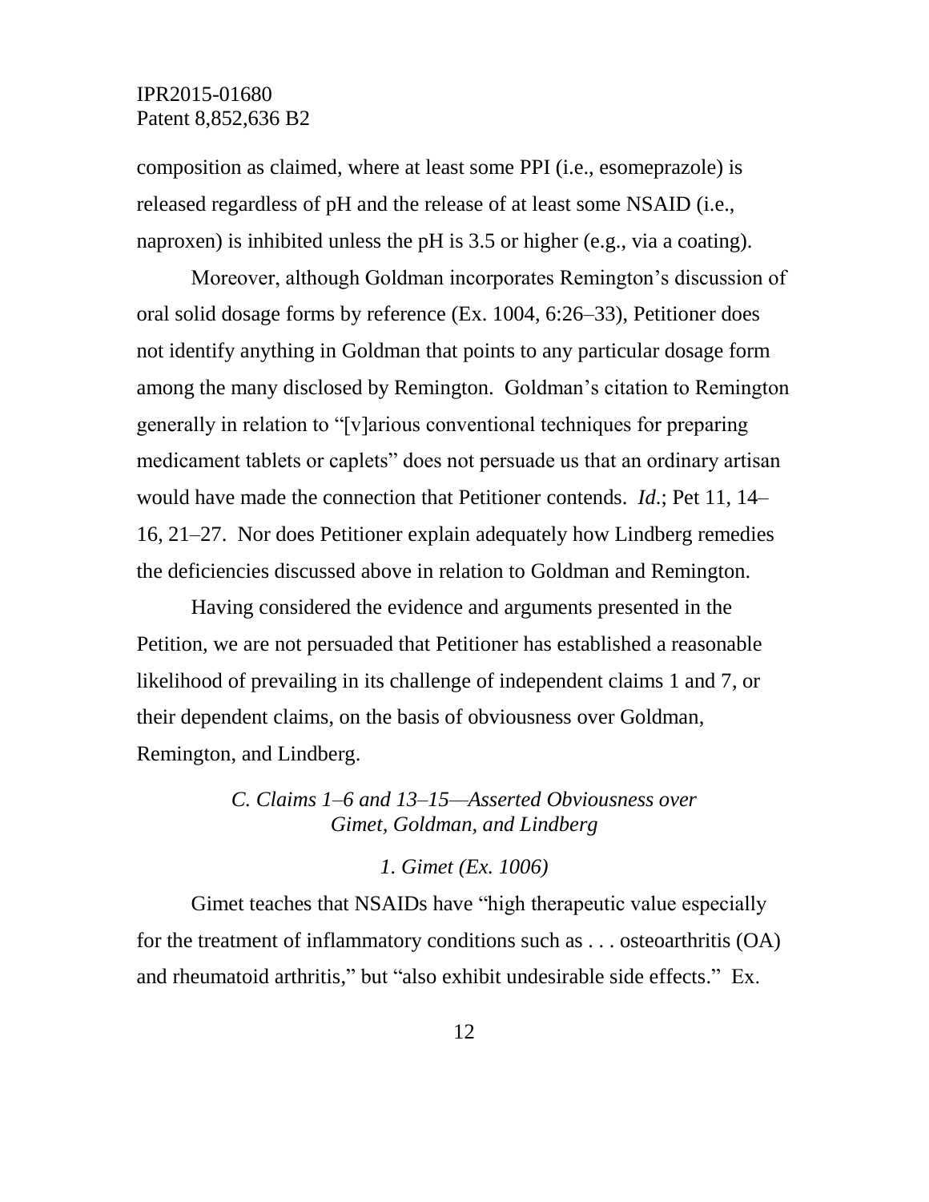composition as claimed, where at least some PPI (i.e., esomeprazole) is released regardless of pH and the release of at least some NSAID (i.e., naproxen) is inhibited unless the pH is 3.5 or higher (e.g., via a coating).

Moreover, although Goldman incorporates Remington's discussion of oral solid dosage forms by reference (Ex. 1004, 6:26–33), Petitioner does not identify anything in Goldman that points to any particular dosage form among the many disclosed by Remington. Goldman's citation to Remington generally in relation to "[v]arious conventional techniques for preparing medicament tablets or caplets" does not persuade us that an ordinary artisan would have made the connection that Petitioner contends. *Id*.; Pet 11, 14–16, 21–27. Nor does Petitioner explain adequately how Lindberg remedies the deficiencies discussed above in relation to Goldman and Remington.

Having considered the evidence and arguments presented in the Petition, we are not persuaded that Petitioner has established a reasonable likelihood of prevailing in its challenge of independent claims 1 and 7, or their dependent claims, on the basis of obviousness over Goldman, Remington, and Lindberg.

### *C. Claims 1–6 and 13–15—Asserted Obviousness over Gimet, Goldman, and Lindberg*

#### *1. Gimet (Ex. 1006)*

Gimet teaches that NSAIDs have "high therapeutic value especially for the treatment of inflammatory conditions such as . . . osteoarthritis (OA) and rheumatoid arthritis," but "also exhibit undesirable side effects." Ex.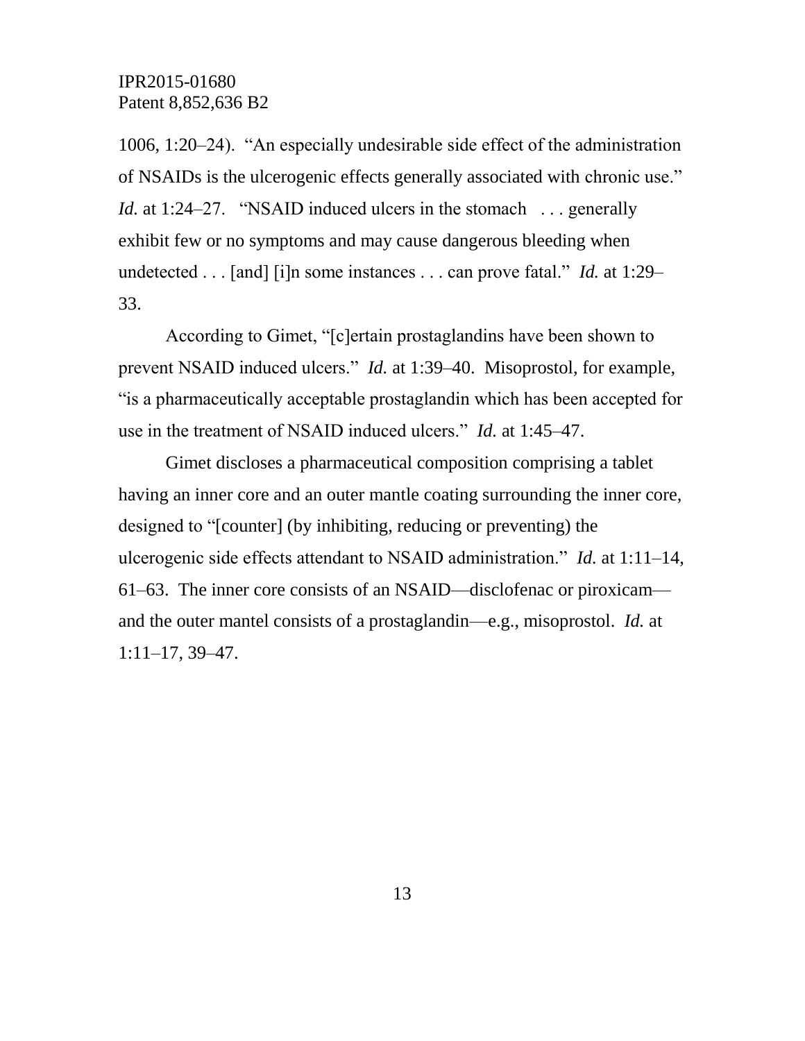1006, 1:20–24). "An especially undesirable side effect of the administration of NSAIDs is the ulcerogenic effects generally associated with chronic use." *Id.* at 1:24–27. "NSAID induced ulcers in the stomach . . . generally exhibit few or no symptoms and may cause dangerous bleeding when undetected . . . [and] [i]n some instances . . . can prove fatal." *Id.* at 1:29–33.

According to Gimet, "[c]ertain prostaglandins have been shown to prevent NSAID induced ulcers." *Id.* at 1:39–40. Misoprostol, for example, "is a pharmaceutically acceptable prostaglandin which has been accepted for use in the treatment of NSAID induced ulcers." *Id.* at 1:45–47.

Gimet discloses a pharmaceutical composition comprising a tablet having an inner core and an outer mantle coating surrounding the inner core, designed to "[counter] (by inhibiting, reducing or preventing) the ulcerogenic side effects attendant to NSAID administration." *Id.* at 1:11–14, 61–63. The inner core consists of an NSAID—disclofenac or piroxicam—and the outer mantel consists of a prostaglandin—e.g., misoprostol. *Id.* at 1:11–17, 39–47.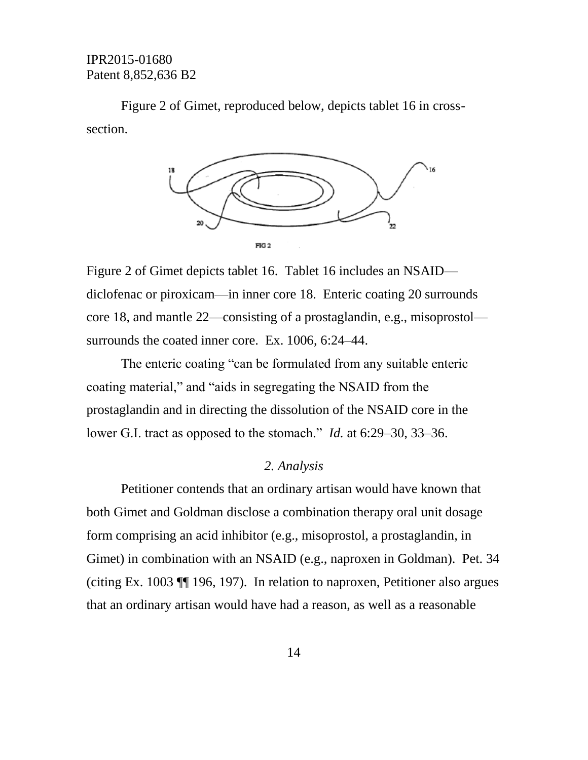Figure 2 of Gimet, reproduced below, depicts tablet 16 in cross-section.

Figure 2 of Gimet depicts tablet 16. Tablet 16 includes an NSAID—diclofenac or piroxicam—in inner core 18. Enteric coating 20 surrounds core 18, and mantle 22—consisting of a prostaglandin, e.g., misoprostol—surrounds the coated inner core. Ex. 1006, 6:24–44.

The enteric coating "can be formulated from any suitable enteric coating material," and "aids in segregating the NSAID from the prostaglandin and in directing the dissolution of the NSAID core in the lower G.I. tract as opposed to the stomach." *Id.* at 6:29–30, 33–36.

### *2. Analysis*

Petitioner contends that an ordinary artisan would have known that both Gimet and Goldman disclose a combination therapy oral unit dosage form comprising an acid inhibitor (e.g., misoprostol, a prostaglandin, in Gimet) in combination with an NSAID (e.g., naproxen in Goldman). Pet. 34 (citing Ex. 1003 ¶¶ 196, 197). In relation to naproxen, Petitioner also argues that an ordinary artisan would have had a reason, as well as a reasonable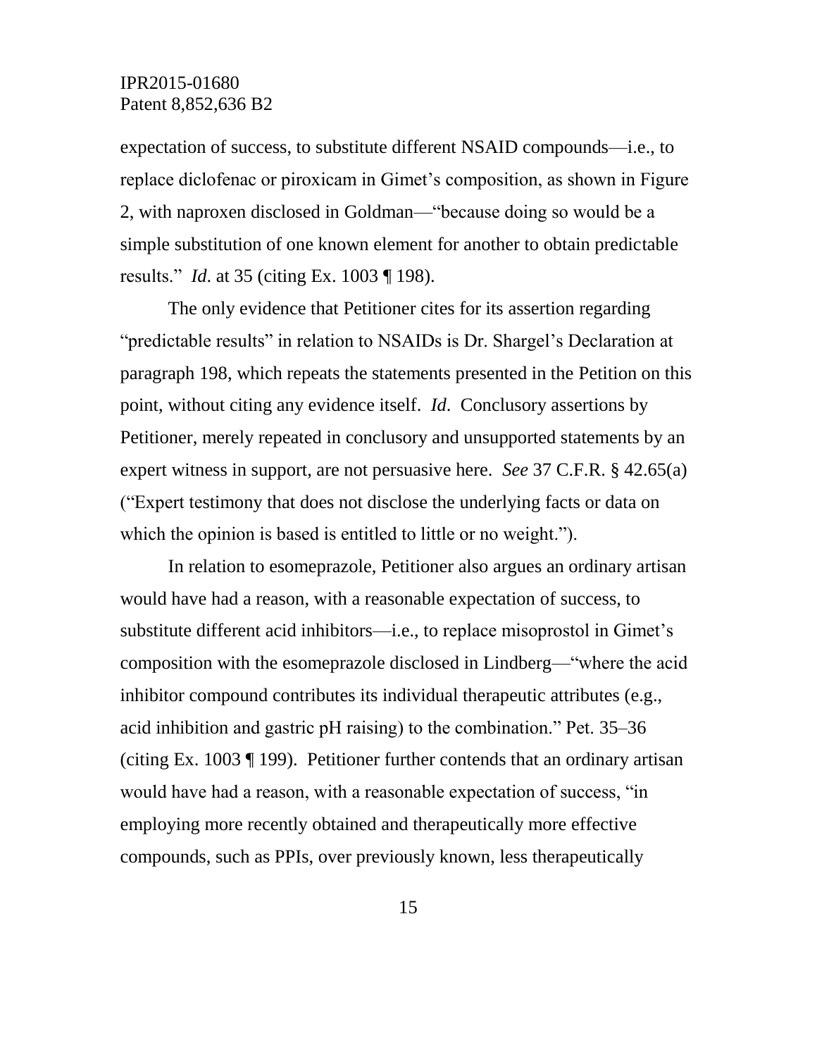expectation of success, to substitute different NSAID compounds—i.e., to replace diclofenac or piroxicam in Gimet's composition, as shown in Figure 2, with naproxen disclosed in Goldman—"because doing so would be a simple substitution of one known element for another to obtain predictable results." *Id*. at 35 (citing Ex. 1003 ¶ 198).

The only evidence that Petitioner cites for its assertion regarding "predictable results" in relation to NSAIDs is Dr. Shargel's Declaration at paragraph 198, which repeats the statements presented in the Petition on this point, without citing any evidence itself. *Id*. Conclusory assertions by Petitioner, merely repeated in conclusory and unsupported statements by an expert witness in support, are not persuasive here. *See* 37 C.F.R. § 42.65(a) ("Expert testimony that does not disclose the underlying facts or data on which the opinion is based is entitled to little or no weight.").

In relation to esomeprazole, Petitioner also argues an ordinary artisan would have had a reason, with a reasonable expectation of success, to substitute different acid inhibitors—i.e., to replace misoprostol in Gimet's composition with the esomeprazole disclosed in Lindberg—"where the acid inhibitor compound contributes its individual therapeutic attributes (e.g., acid inhibition and gastric pH raising) to the combination." Pet. 35–36 (citing Ex. 1003 ¶ 199). Petitioner further contends that an ordinary artisan would have had a reason, with a reasonable expectation of success, "in employing more recently obtained and therapeutically more effective compounds, such as PPIs, over previously known, less therapeutically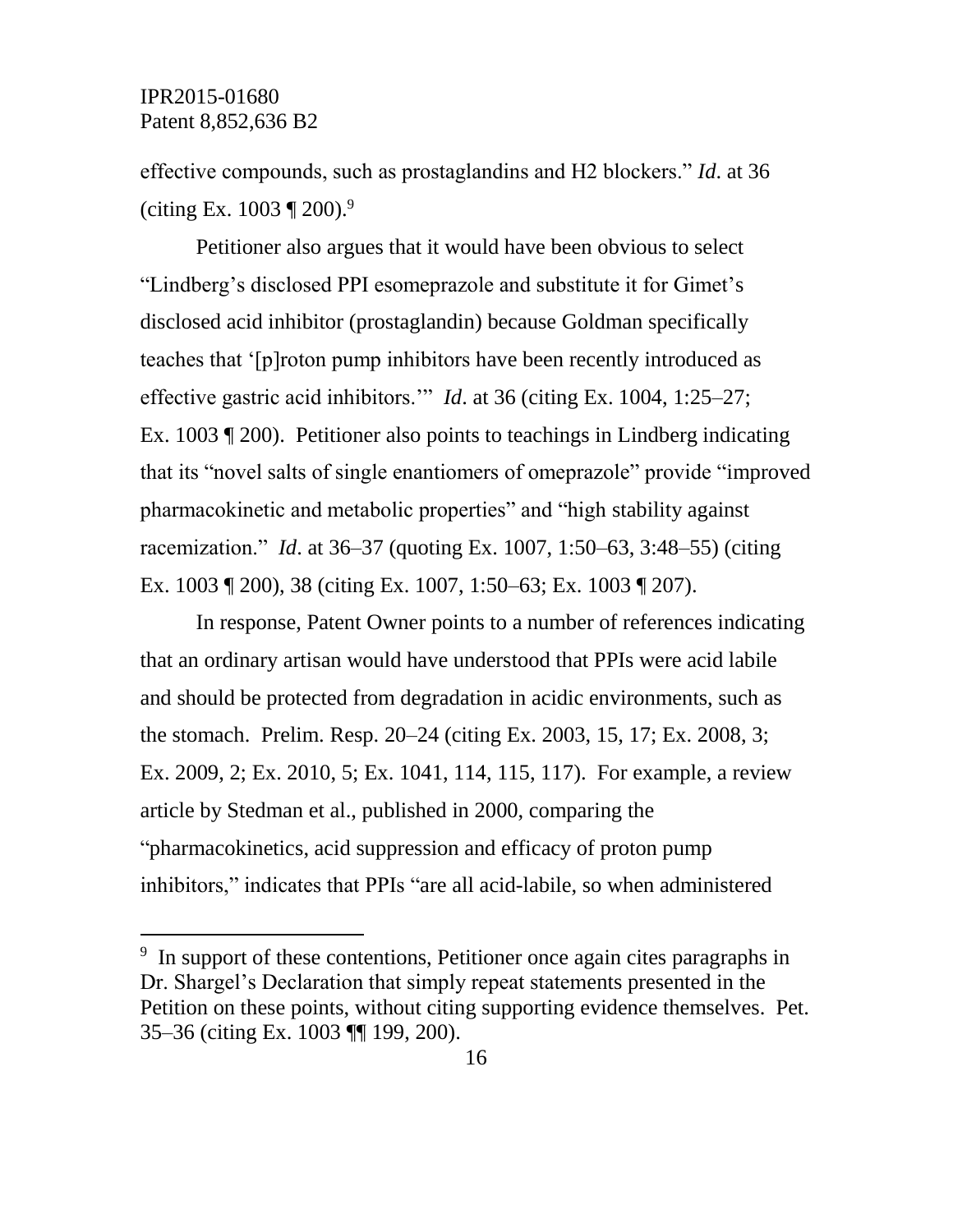effective compounds, such as prostaglandins and H2 blockers." *Id*. at 36 (citing Ex. 1003 ¶ 200).[9]

Petitioner also argues that it would have been obvious to select "Lindberg's disclosed PPI esomeprazole and substitute it for Gimet's disclosed acid inhibitor (prostaglandin) because Goldman specifically teaches that '[p]roton pump inhibitors have been recently introduced as effective gastric acid inhibitors.'" *Id*. at 36 (citing Ex. 1004, 1:25–27; Ex. 1003 ¶ 200). Petitioner also points to teachings in Lindberg indicating that its "novel salts of single enantiomers of omeprazole" provide "improved pharmacokinetic and metabolic properties" and "high stability against racemization." *Id*. at 36–37 (quoting Ex. 1007, 1:50–63, 3:48–55) (citing Ex. 1003 ¶ 200), 38 (citing Ex. 1007, 1:50–63; Ex. 1003 ¶ 207).

In response, Patent Owner points to a number of references indicating that an ordinary artisan would have understood that PPIs were acid labile and should be protected from degradation in acidic environments, such as the stomach. Prelim. Resp. 20–24 (citing Ex. 2003, 15, 17; Ex. 2008, 3; Ex. 2009, 2; Ex. 2010, 5; Ex. 1041, 114, 115, 117). For example, a review article by Stedman et al., published in 2000, comparing the "pharmacokinetics, acid suppression and efficacy of proton pump inhibitors," indicates that PPIs "are all acid-labile, so when administered

---

[9] In support of these contentions, Petitioner once again cites paragraphs in Dr. Shargel's Declaration that simply repeat statements presented in the Petition on these points, without citing supporting evidence themselves. Pet. 35–36 (citing Ex. 1003 ¶¶ 199, 200).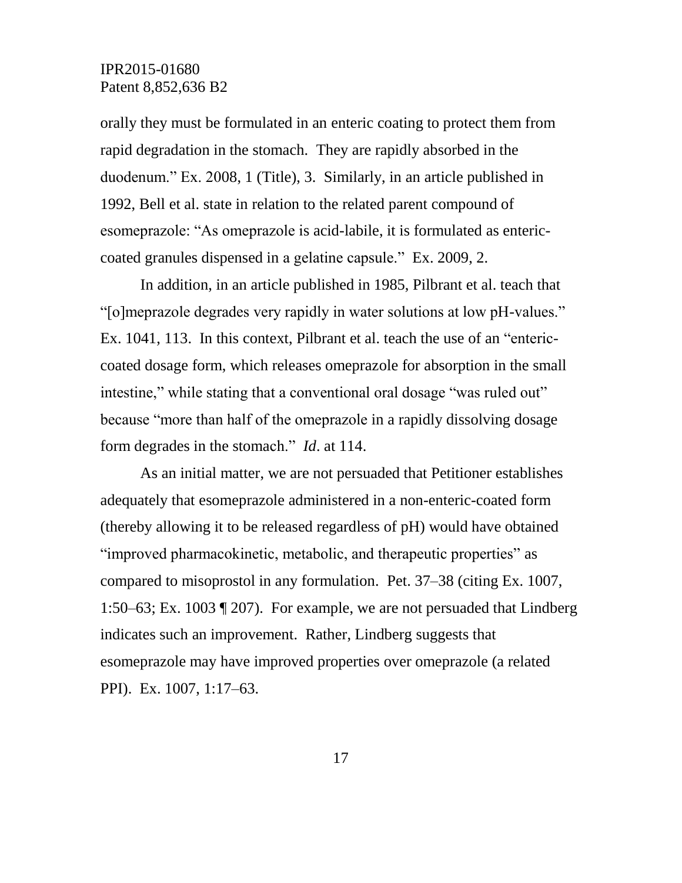orally they must be formulated in an enteric coating to protect them from rapid degradation in the stomach. They are rapidly absorbed in the duodenum." Ex. 2008, 1 (Title), 3. Similarly, in an article published in 1992, Bell et al. state in relation to the related parent compound of esomeprazole: "As omeprazole is acid-labile, it is formulated as enteric-coated granules dispensed in a gelatine capsule." Ex. 2009, 2.

In addition, in an article published in 1985, Pilbrant et al. teach that "[o]meprazole degrades very rapidly in water solutions at low pH-values." Ex. 1041, 113. In this context, Pilbrant et al. teach the use of an "enteric-coated dosage form, which releases omeprazole for absorption in the small intestine," while stating that a conventional oral dosage "was ruled out" because "more than half of the omeprazole in a rapidly dissolving dosage form degrades in the stomach." *Id*. at 114.

As an initial matter, we are not persuaded that Petitioner establishes adequately that esomeprazole administered in a non-enteric-coated form (thereby allowing it to be released regardless of pH) would have obtained "improved pharmacokinetic, metabolic, and therapeutic properties" as compared to misoprostol in any formulation. Pet. 37–38 (citing Ex. 1007, 1:50–63; Ex. 1003 ¶ 207). For example, we are not persuaded that Lindberg indicates such an improvement. Rather, Lindberg suggests that esomeprazole may have improved properties over omeprazole (a related PPI). Ex. 1007, 1:17–63.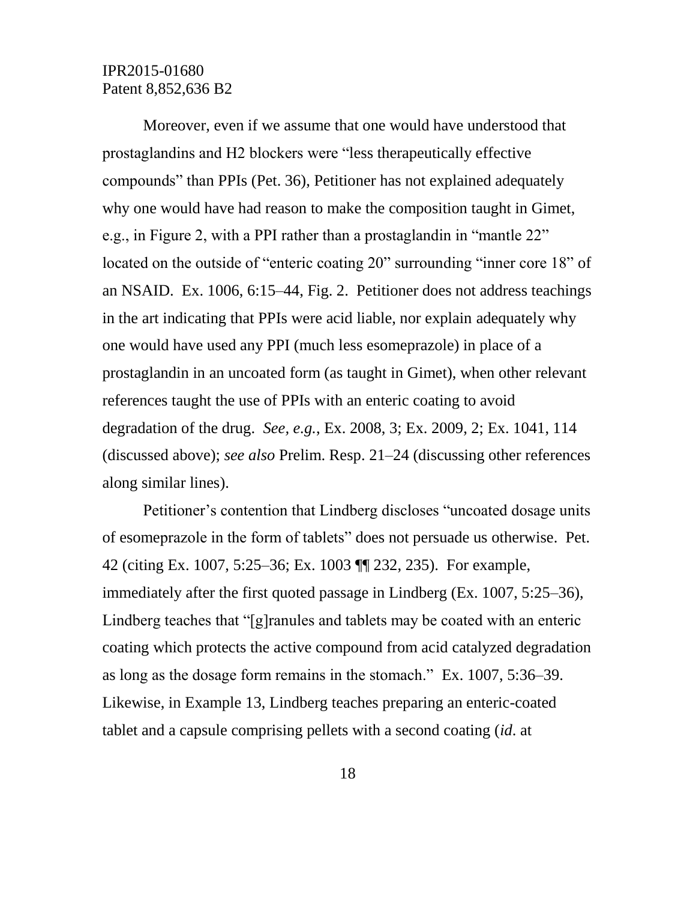Moreover, even if we assume that one would have understood that prostaglandins and H2 blockers were "less therapeutically effective compounds" than PPIs (Pet. 36), Petitioner has not explained adequately why one would have had reason to make the composition taught in Gimet, e.g., in Figure 2, with a PPI rather than a prostaglandin in "mantle 22" located on the outside of "enteric coating 20" surrounding "inner core 18" of an NSAID. Ex. 1006, 6:15–44, Fig. 2. Petitioner does not address teachings in the art indicating that PPIs were acid liable, nor explain adequately why one would have used any PPI (much less esomeprazole) in place of a prostaglandin in an uncoated form (as taught in Gimet), when other relevant references taught the use of PPIs with an enteric coating to avoid degradation of the drug. *See, e.g.*, Ex. 2008, 3; Ex. 2009, 2; Ex. 1041, 114 (discussed above); *see also* Prelim. Resp. 21–24 (discussing other references along similar lines).

Petitioner's contention that Lindberg discloses "uncoated dosage units of esomeprazole in the form of tablets" does not persuade us otherwise. Pet. 42 (citing Ex. 1007, 5:25–36; Ex. 1003 ¶¶ 232, 235). For example, immediately after the first quoted passage in Lindberg (Ex. 1007, 5:25–36), Lindberg teaches that "[g]ranules and tablets may be coated with an enteric coating which protects the active compound from acid catalyzed degradation as long as the dosage form remains in the stomach." Ex. 1007, 5:36–39. Likewise, in Example 13, Lindberg teaches preparing an enteric-coated tablet and a capsule comprising pellets with a second coating (*id*. at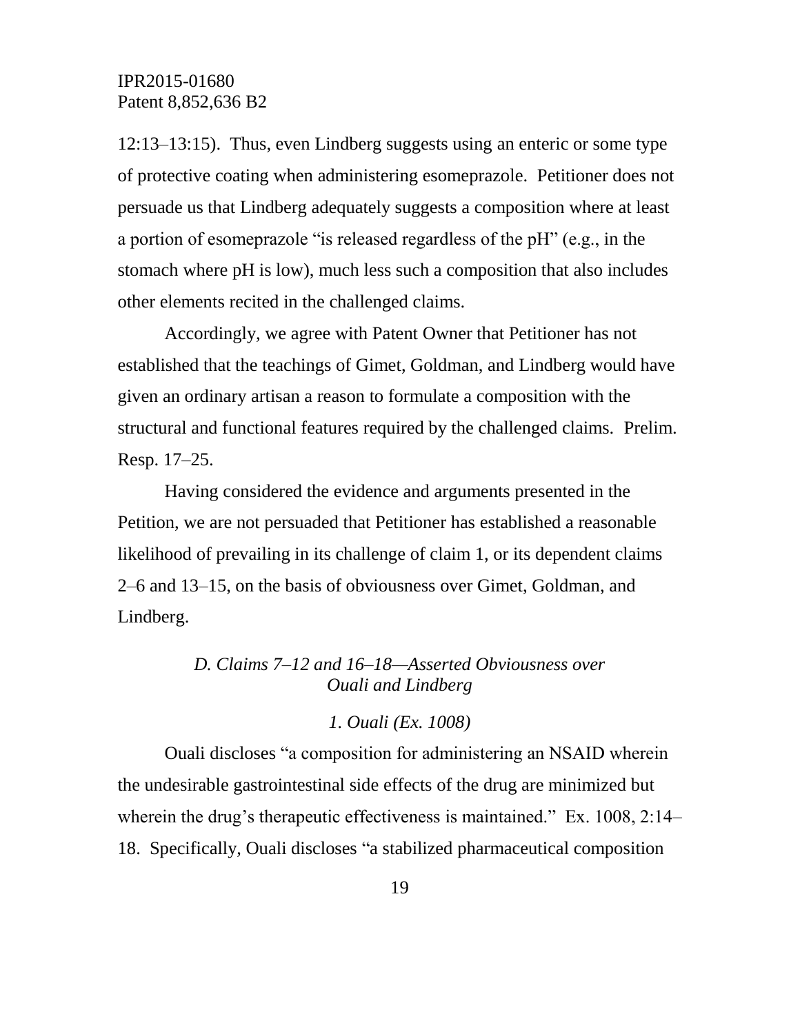12:13–13:15). Thus, even Lindberg suggests using an enteric or some type of protective coating when administering esomeprazole. Petitioner does not persuade us that Lindberg adequately suggests a composition where at least a portion of esomeprazole "is released regardless of the pH" (e.g., in the stomach where pH is low), much less such a composition that also includes other elements recited in the challenged claims.

Accordingly, we agree with Patent Owner that Petitioner has not established that the teachings of Gimet, Goldman, and Lindberg would have given an ordinary artisan a reason to formulate a composition with the structural and functional features required by the challenged claims. Prelim. Resp. 17–25.

Having considered the evidence and arguments presented in the Petition, we are not persuaded that Petitioner has established a reasonable likelihood of prevailing in its challenge of claim 1, or its dependent claims 2–6 and 13–15, on the basis of obviousness over Gimet, Goldman, and Lindberg.

### *D. Claims 7–12 and 16–18—Asserted Obviousness over Ouali and Lindberg*

#### *1. Ouali (Ex. 1008)*

Ouali discloses "a composition for administering an NSAID wherein the undesirable gastrointestinal side effects of the drug are minimized but wherein the drug's therapeutic effectiveness is maintained." Ex. 1008, 2:14–18. Specifically, Ouali discloses "a stabilized pharmaceutical composition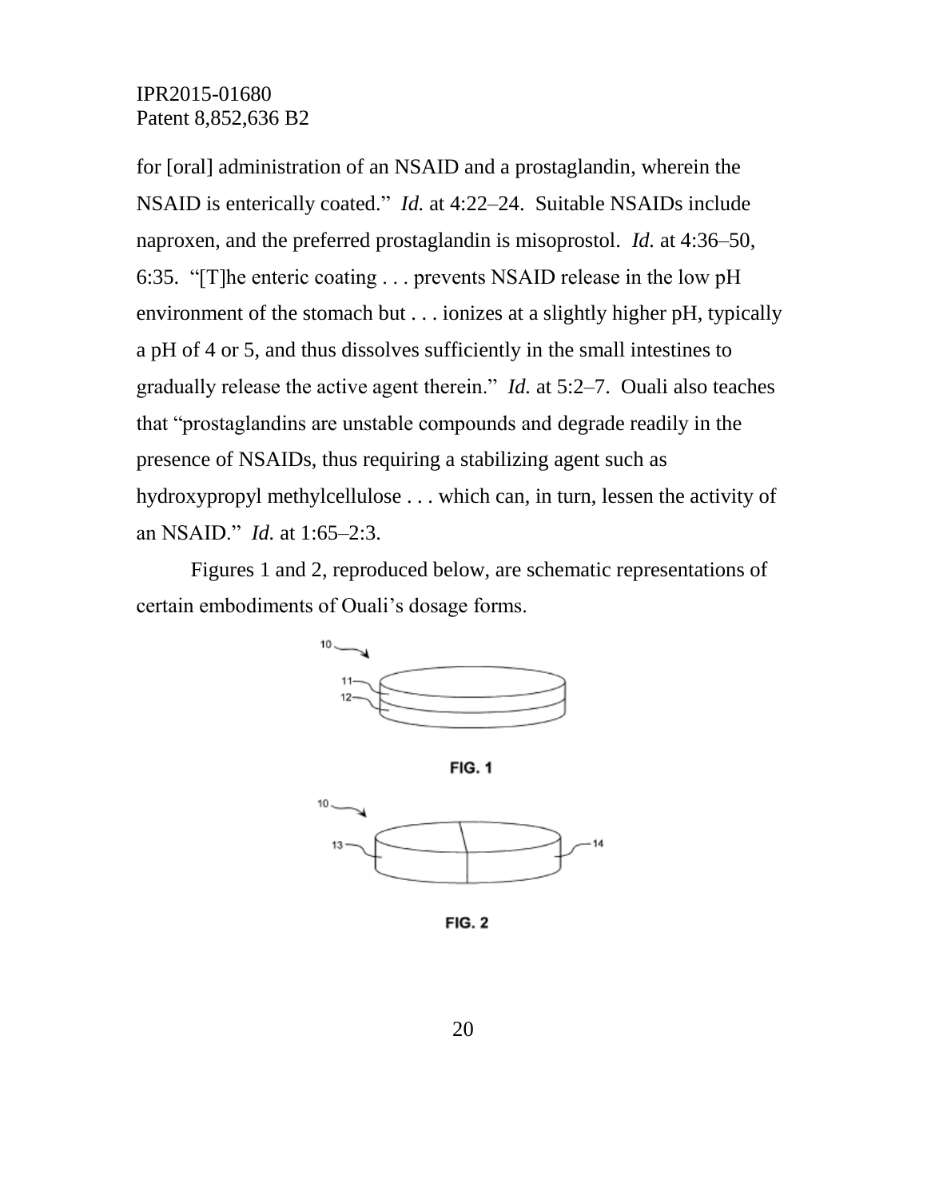for [oral] administration of an NSAID and a prostaglandin, wherein the NSAID is enterically coated." *Id.* at 4:22–24. Suitable NSAIDs include naproxen, and the preferred prostaglandin is misoprostol. *Id.* at 4:36–50, 6:35. "[T]he enteric coating . . . prevents NSAID release in the low pH environment of the stomach but . . . ionizes at a slightly higher pH, typically a pH of 4 or 5, and thus dissolves sufficiently in the small intestines to gradually release the active agent therein." *Id.* at 5:2–7. Ouali also teaches that "prostaglandins are unstable compounds and degrade readily in the presence of NSAIDs, thus requiring a stabilizing agent such as hydroxypropyl methylcellulose . . . which can, in turn, lessen the activity of an NSAID." *Id.* at 1:65–2:3.

Figures 1 and 2, reproduced below, are schematic representations of certain embodiments of Ouali's dosage forms.

FIG. 1

FIG. 2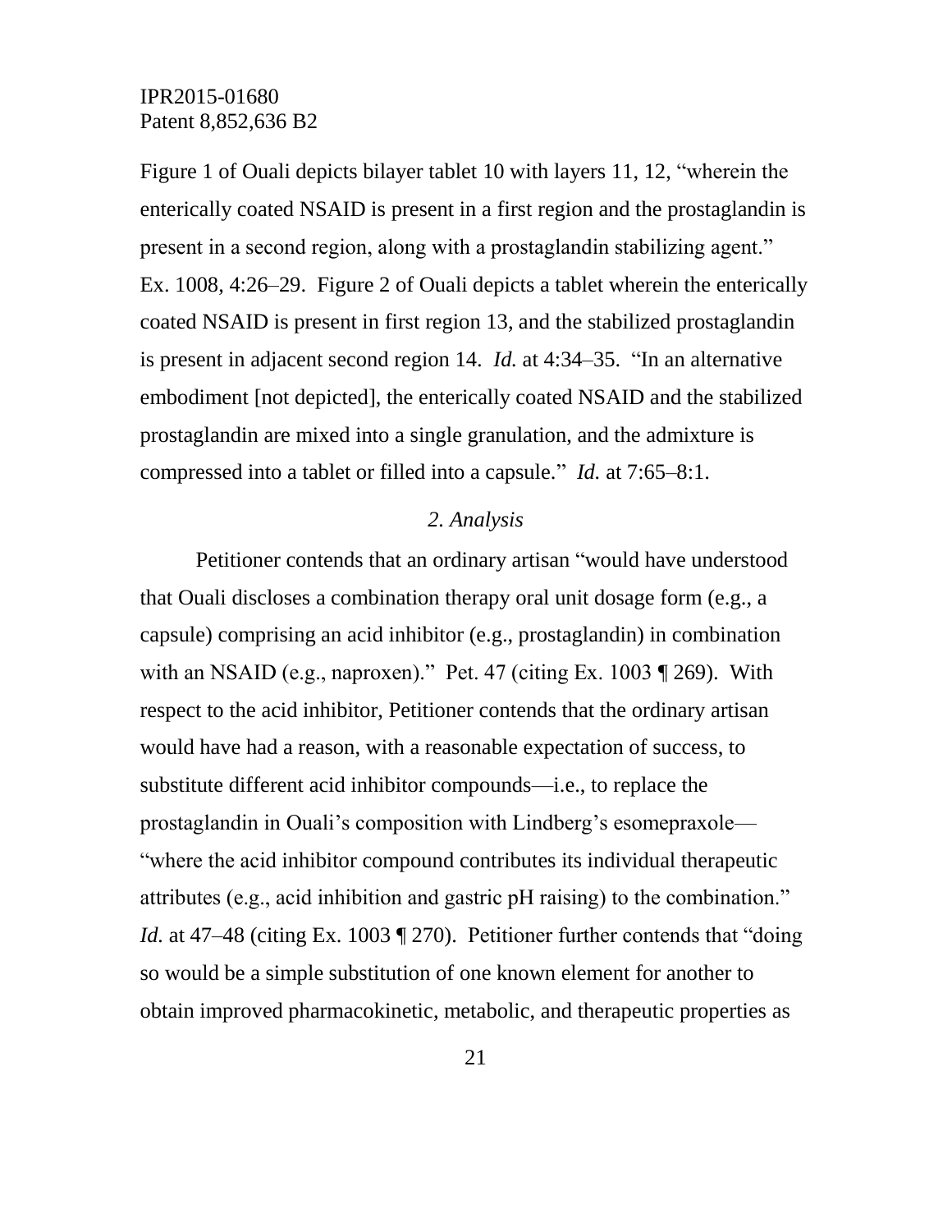Figure 1 of Ouali depicts bilayer tablet 10 with layers 11, 12, "wherein the enterically coated NSAID is present in a first region and the prostaglandin is present in a second region, along with a prostaglandin stabilizing agent." Ex. 1008, 4:26–29. Figure 2 of Ouali depicts a tablet wherein the enterically coated NSAID is present in first region 13, and the stabilized prostaglandin is present in adjacent second region 14. *Id.* at 4:34–35. "In an alternative embodiment [not depicted], the enterically coated NSAID and the stabilized prostaglandin are mixed into a single granulation, and the admixture is compressed into a tablet or filled into a capsule." *Id.* at 7:65–8:1.

### *2. Analysis*

Petitioner contends that an ordinary artisan "would have understood that Ouali discloses a combination therapy oral unit dosage form (e.g., a capsule) comprising an acid inhibitor (e.g., prostaglandin) in combination with an NSAID (e.g., naproxen)." Pet. 47 (citing Ex. 1003 ¶ 269). With respect to the acid inhibitor, Petitioner contends that the ordinary artisan would have had a reason, with a reasonable expectation of success, to substitute different acid inhibitor compounds—i.e., to replace the prostaglandin in Ouali's composition with Lindberg's esomepraxole—"where the acid inhibitor compound contributes its individual therapeutic attributes (e.g., acid inhibition and gastric pH raising) to the combination." *Id.* at 47–48 (citing Ex. 1003 ¶ 270). Petitioner further contends that "doing so would be a simple substitution of one known element for another to obtain improved pharmacokinetic, metabolic, and therapeutic properties as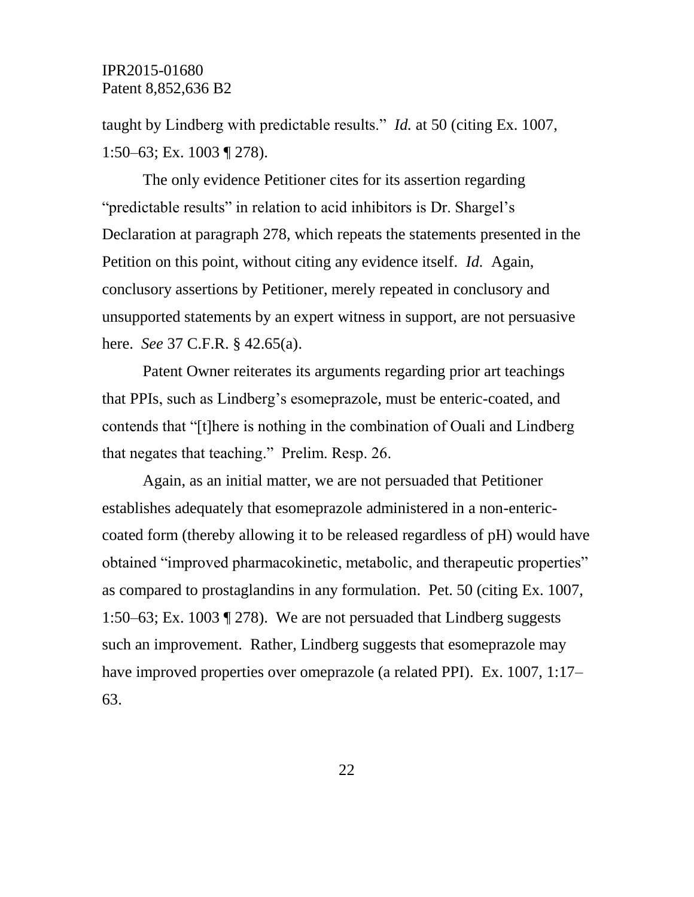taught by Lindberg with predictable results." *Id.* at 50 (citing Ex. 1007, 1:50–63; Ex. 1003 ¶ 278).

The only evidence Petitioner cites for its assertion regarding "predictable results" in relation to acid inhibitors is Dr. Shargel's Declaration at paragraph 278, which repeats the statements presented in the Petition on this point, without citing any evidence itself. *Id.* Again, conclusory assertions by Petitioner, merely repeated in conclusory and unsupported statements by an expert witness in support, are not persuasive here. *See* 37 C.F.R. § 42.65(a).

Patent Owner reiterates its arguments regarding prior art teachings that PPIs, such as Lindberg's esomeprazole, must be enteric-coated, and contends that "[t]here is nothing in the combination of Ouali and Lindberg that negates that teaching." Prelim. Resp. 26.

Again, as an initial matter, we are not persuaded that Petitioner establishes adequately that esomeprazole administered in a non-enteric-coated form (thereby allowing it to be released regardless of pH) would have obtained "improved pharmacokinetic, metabolic, and therapeutic properties" as compared to prostaglandins in any formulation. Pet. 50 (citing Ex. 1007, 1:50–63; Ex. 1003 ¶ 278). We are not persuaded that Lindberg suggests such an improvement. Rather, Lindberg suggests that esomeprazole may have improved properties over omeprazole (a related PPI). Ex. 1007, 1:17–63.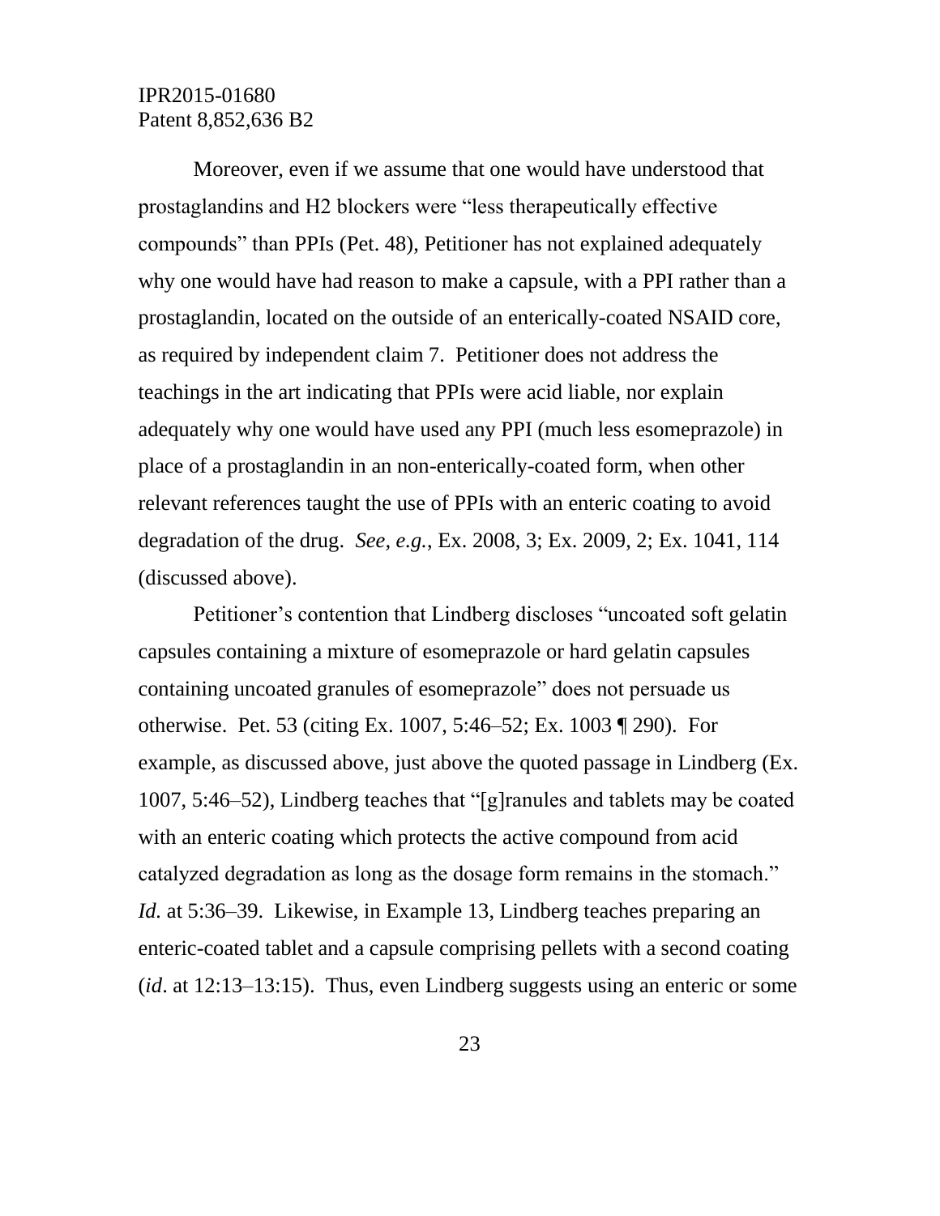Moreover, even if we assume that one would have understood that prostaglandins and H2 blockers were "less therapeutically effective compounds" than PPIs (Pet. 48), Petitioner has not explained adequately why one would have had reason to make a capsule, with a PPI rather than a prostaglandin, located on the outside of an enterically-coated NSAID core, as required by independent claim 7. Petitioner does not address the teachings in the art indicating that PPIs were acid liable, nor explain adequately why one would have used any PPI (much less esomeprazole) in place of a prostaglandin in an non-enterically-coated form, when other relevant references taught the use of PPIs with an enteric coating to avoid degradation of the drug. *See, e.g.*, Ex. 2008, 3; Ex. 2009, 2; Ex. 1041, 114 (discussed above).

Petitioner's contention that Lindberg discloses "uncoated soft gelatin capsules containing a mixture of esomeprazole or hard gelatin capsules containing uncoated granules of esomeprazole" does not persuade us otherwise. Pet. 53 (citing Ex. 1007, 5:46–52; Ex. 1003 ¶ 290). For example, as discussed above, just above the quoted passage in Lindberg (Ex. 1007, 5:46–52), Lindberg teaches that "[g]ranules and tablets may be coated with an enteric coating which protects the active compound from acid catalyzed degradation as long as the dosage form remains in the stomach." *Id.* at 5:36–39. Likewise, in Example 13, Lindberg teaches preparing an enteric-coated tablet and a capsule comprising pellets with a second coating (*id*. at 12:13–13:15). Thus, even Lindberg suggests using an enteric or some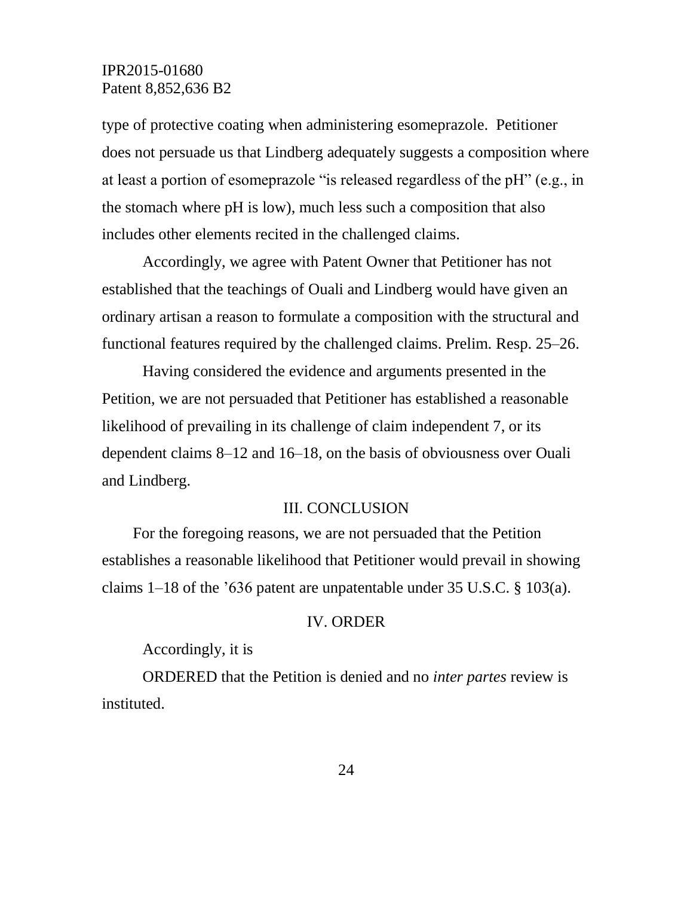type of protective coating when administering esomeprazole. Petitioner does not persuade us that Lindberg adequately suggests a composition where at least a portion of esomeprazole "is released regardless of the pH" (e.g., in the stomach where pH is low), much less such a composition that also includes other elements recited in the challenged claims.

Accordingly, we agree with Patent Owner that Petitioner has not established that the teachings of Ouali and Lindberg would have given an ordinary artisan a reason to formulate a composition with the structural and functional features required by the challenged claims. Prelim. Resp. 25–26.

Having considered the evidence and arguments presented in the Petition, we are not persuaded that Petitioner has established a reasonable likelihood of prevailing in its challenge of claim independent 7, or its dependent claims 8–12 and 16–18, on the basis of obviousness over Ouali and Lindberg.

## III. CONCLUSION

For the foregoing reasons, we are not persuaded that the Petition establishes a reasonable likelihood that Petitioner would prevail in showing claims 1–18 of the '636 patent are unpatentable under 35 U.S.C. § 103(a).

## IV. ORDER

Accordingly, it is

ORDERED that the Petition is denied and no *inter partes* review is instituted.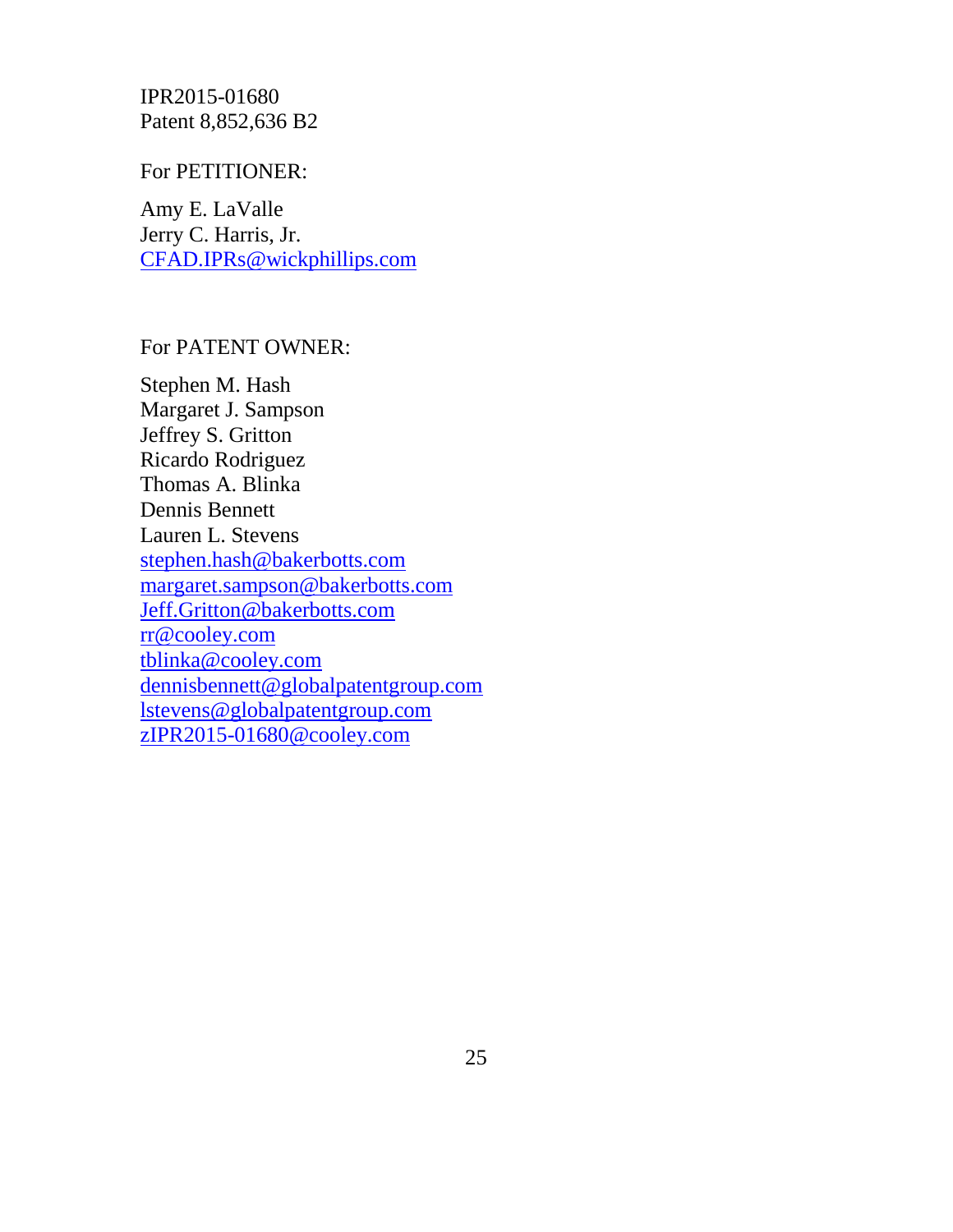IPR2015-01680
Patent 8,852,636 B2

For PETITIONER:

Amy E. LaValle
Jerry C. Harris, Jr.
CFAD.IPRs@wickphillips.com

For PATENT OWNER:

Stephen M. Hash
Margaret J. Sampson
Jeffrey S. Gritton
Ricardo Rodriguez
Thomas A. Blinka
Dennis Bennett
Lauren L. Stevens
stephen.hash@bakerbotts.com
margaret.sampson@bakerbotts.com
Jeff.Gritton@bakerbotts.com
rr@cooley.com
tblinka@cooley.com
dennisbennett@globalpatentgroup.com
lstevens@globalpatentgroup.com
zIPR2015-01680@cooley.com